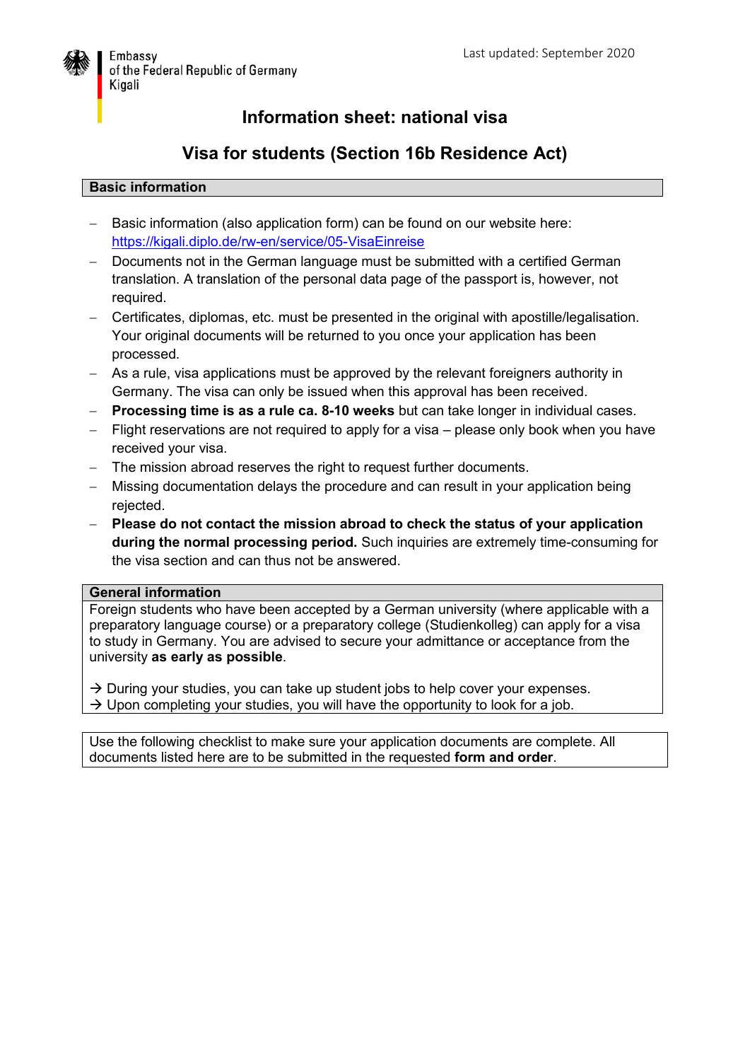Embassy
of the Federal Republic of Germany
Kigali

Last updated: September 2020

# Information sheet: national visa

# Visa for students (Section 16b Residence Act)

## Basic information

- Basic information (also application form) can be found on our website here: https://kigali.diplo.de/rw-en/service/05-VisaEinreise
- Documents not in the German language must be submitted with a certified German translation. A translation of the personal data page of the passport is, however, not required.
- Certificates, diplomas, etc. must be presented in the original with apostille/legalisation. Your original documents will be returned to you once your application has been processed.
- As a rule, visa applications must be approved by the relevant foreigners authority in Germany. The visa can only be issued when this approval has been received.
- **Processing time is as a rule ca. 8-10 weeks** but can take longer in individual cases.
- Flight reservations are not required to apply for a visa – please only book when you have received your visa.
- The mission abroad reserves the right to request further documents.
- Missing documentation delays the procedure and can result in your application being rejected.
- **Please do not contact the mission abroad to check the status of your application during the normal processing period.** Such inquiries are extremely time-consuming for the visa section and can thus not be answered.

## General information

Foreign students who have been accepted by a German university (where applicable with a preparatory language course) or a preparatory college (Studienkolleg) can apply for a visa to study in Germany. You are advised to secure your admittance or acceptance from the university **as early as possible**.

→ During your studies, you can take up student jobs to help cover your expenses.
→ Upon completing your studies, you will have the opportunity to look for a job.

Use the following checklist to make sure your application documents are complete. All documents listed here are to be submitted in the requested **form and order**.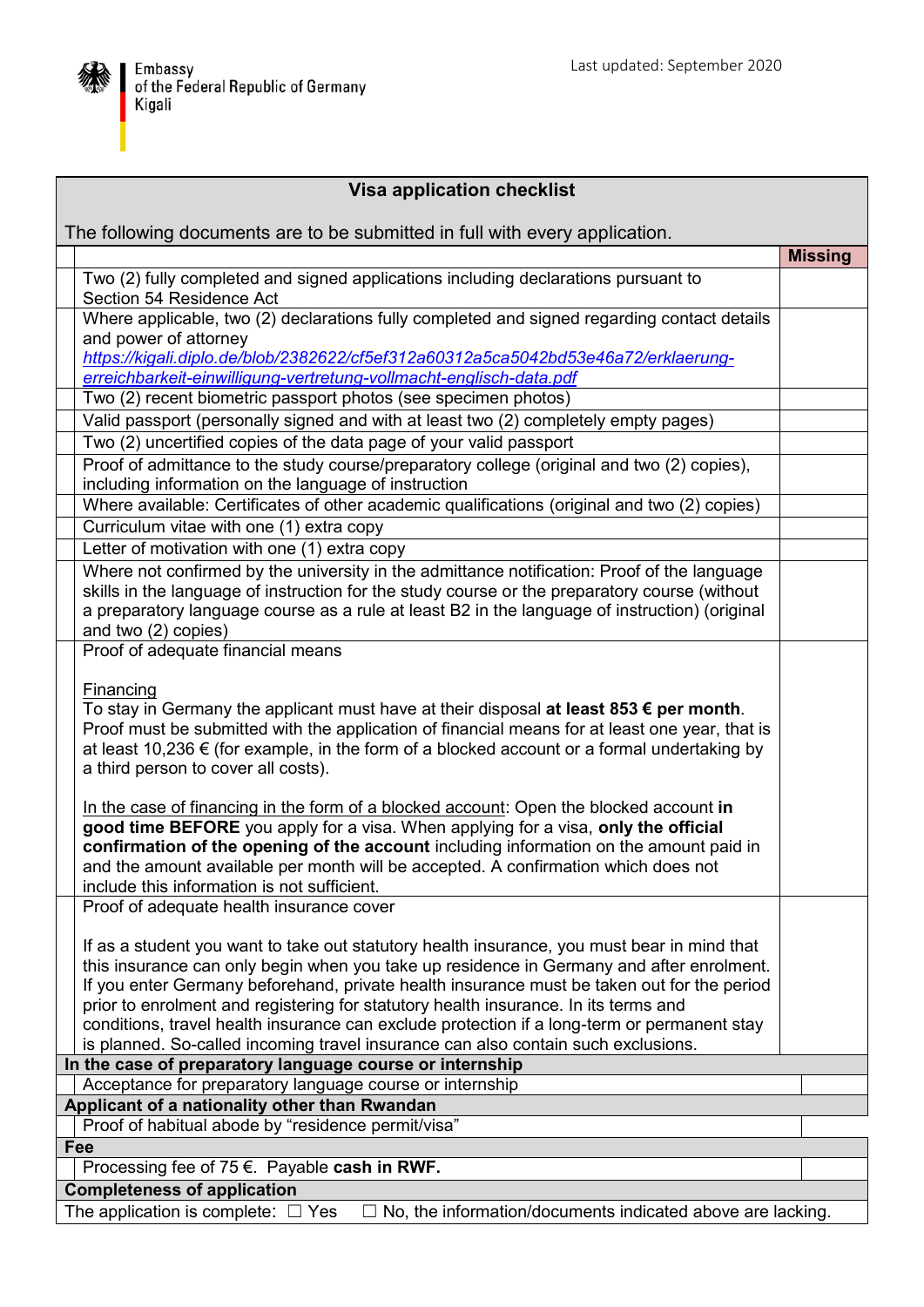Embassy
of the Federal Republic of Germany
Kigali

Last updated: September 2020

| | Visa application checklist<br><br>The following documents are to be submitted in full with every application. | |
|---|---|---|
| | | **Missing** |
| | Two (2) fully completed and signed applications including declarations pursuant to Section 54 Residence Act | |
| | Where applicable, two (2) declarations fully completed and signed regarding contact details and power of attorney *https://kigali.diplo.de/blob/2382622/cf5ef312a60312a5ca5042bd53e46a72/erklaerung-erreichbarkeit-einwilligung-vertretung-vollmacht-englisch-data.pdf* | |
| | Two (2) recent biometric passport photos (see specimen photos) | |
| | Valid passport (personally signed and with at least two (2) completely empty pages) | |
| | Two (2) uncertified copies of the data page of your valid passport | |
| | Proof of admittance to the study course/preparatory college (original and two (2) copies), including information on the language of instruction | |
| | Where available: Certificates of other academic qualifications (original and two (2) copies) | |
| | Curriculum vitae with one (1) extra copy | |
| | Letter of motivation with one (1) extra copy | |
| | Where not confirmed by the university in the admittance notification: Proof of the language skills in the language of instruction for the study course or the preparatory course (without a preparatory language course as a rule at least B2 in the language of instruction) (original and two (2) copies) | |
| | Proof of adequate financial means<br><br>Financing<br>To stay in Germany the applicant must have at their disposal **at least 853 € per month**. Proof must be submitted with the application of financial means for at least one year, that is at least 10,236 € (for example, in the form of a blocked account or a formal undertaking by a third person to cover all costs).<br><br>In the case of financing in the form of a blocked account: Open the blocked account **in good time BEFORE** you apply for a visa. When applying for a visa, **only the official confirmation of the opening of the account** including information on the amount paid in and the amount available per month will be accepted. A confirmation which does not include this information is not sufficient. | |
| | Proof of adequate health insurance cover<br><br>If as a student you want to take out statutory health insurance, you must bear in mind that this insurance can only begin when you take up residence in Germany and after enrolment. If you enter Germany beforehand, private health insurance must be taken out for the period prior to enrolment and registering for statutory health insurance. In its terms and conditions, travel health insurance can exclude protection if a long-term or permanent stay is planned. So-called incoming travel insurance can also contain such exclusions. | |
| **In the case of preparatory language course or internship** | | |
| | Acceptance for preparatory language course or internship | |
| **Applicant of a nationality other than Rwandan** | | |
| | Proof of habitual abode by “residence permit/visa” | |
| **Fee** | | |
| | Processing fee of 75 €. Payable **cash in RWF.** | |
| **Completeness of application** | | |
| The application is complete: ☐ Yes ☐ No, the information/documents indicated above are lacking. | | |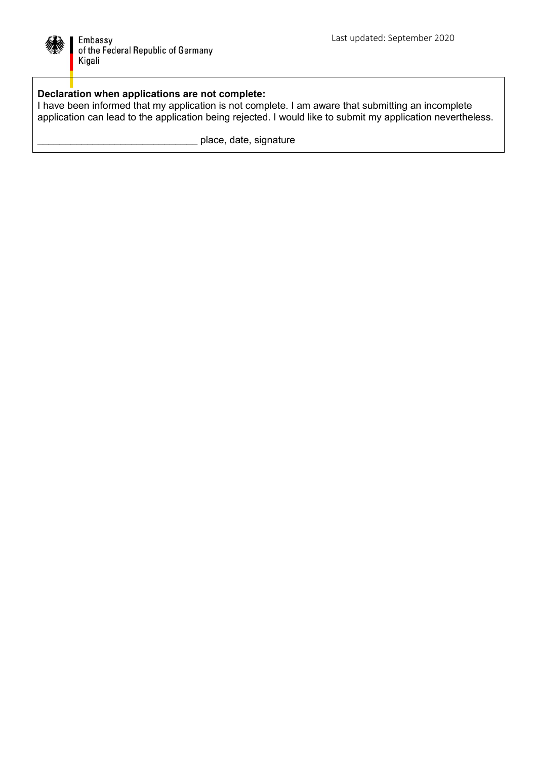**Declaration when applications are not complete:**
I have been informed that my application is not complete. I am aware that submitting an incomplete application can lead to the application being rejected. I would like to submit my application nevertheless.

_____________________________ place, date, signature